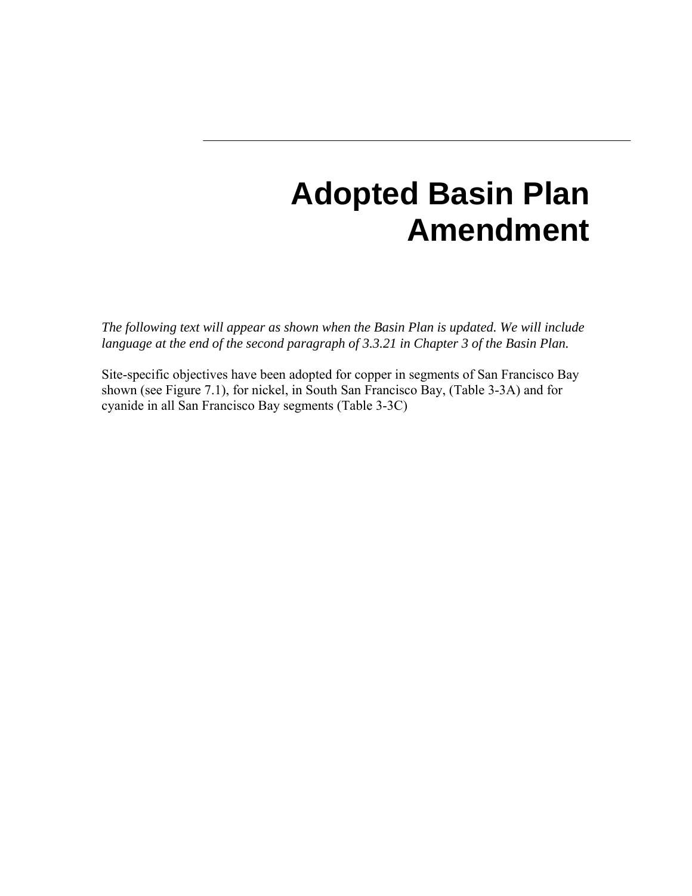# Adopted Basin Plan Amendment

*The following text will appear as shown when the Basin Plan is updated. We will include language at the end of the second paragraph of 3.3.21 in Chapter 3 of the Basin Plan.*

Site-specific objectives have been adopted for copper in segments of San Francisco Bay shown (see Figure 7.1), for nickel, in South San Francisco Bay, (Table 3-3A) and for cyanide in all San Francisco Bay segments (Table 3-3C)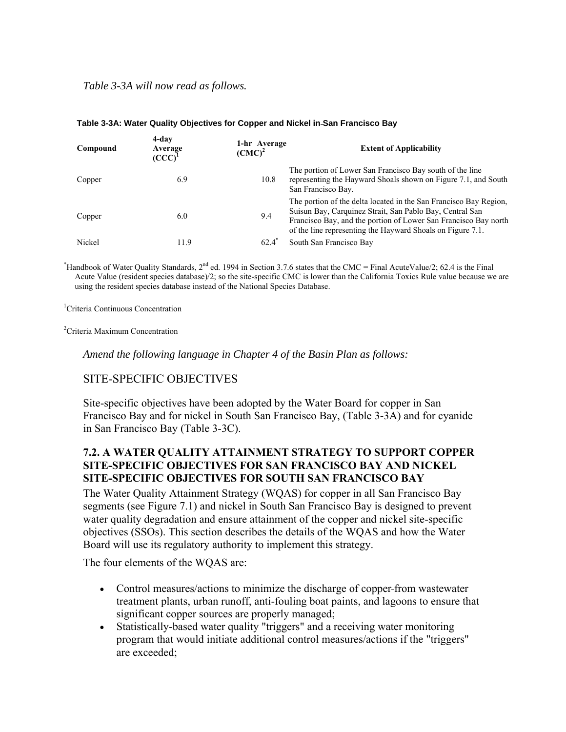*Table 3-3A will now read as follows.*

**Table 3-3A: Water Quality Objectives for Copper and Nickel in San Francisco Bay**

| Compound | 4-day Average (CCC)[1] | 1-hr Average (CMC)[2] | Extent of Applicability |
|---|---|---|---|
| Copper | 6.9 | 10.8 | The portion of Lower San Francisco Bay south of the line representing the Hayward Shoals shown on Figure 7.1, and South San Francisco Bay. |
| Copper | 6.0 | 9.4 | The portion of the delta located in the San Francisco Bay Region, Suisun Bay, Carquinez Strait, San Pablo Bay, Central San Francisco Bay, and the portion of Lower San Francisco Bay north of the line representing the Hayward Shoals on Figure 7.1. |
| Nickel | 11.9 | 62.4* | South San Francisco Bay |

*Handbook of Water Quality Standards, 2nd ed. 1994 in Section 3.7.6 states that the CMC = Final AcuteValue/2; 62.4 is the Final Acute Value (resident species database)/2; so the site-specific CMC is lower than the California Toxics Rule value because we are using the resident species database instead of the National Species Database.

[1] Criteria Continuous Concentration

[2] Criteria Maximum Concentration

*Amend the following language in Chapter 4 of the Basin Plan as follows:*

SITE-SPECIFIC OBJECTIVES

Site-specific objectives have been adopted by the Water Board for copper in San Francisco Bay and for nickel in South San Francisco Bay, (Table 3-3A) and for cyanide in San Francisco Bay (Table 3-3C).

**7.2. A WATER QUALITY ATTAINMENT STRATEGY TO SUPPORT COPPER SITE-SPECIFIC OBJECTIVES FOR SAN FRANCISCO BAY AND NICKEL SITE-SPECIFIC OBJECTIVES FOR SOUTH SAN FRANCISCO BAY**

The Water Quality Attainment Strategy (WQAS) for copper in all San Francisco Bay segments (see Figure 7.1) and nickel in South San Francisco Bay is designed to prevent water quality degradation and ensure attainment of the copper and nickel site-specific objectives (SSOs). This section describes the details of the WQAS and how the Water Board will use its regulatory authority to implement this strategy.

The four elements of the WQAS are:

- Control measures/actions to minimize the discharge of copper from wastewater treatment plants, urban runoff, anti-fouling boat paints, and lagoons to ensure that significant copper sources are properly managed;
- Statistically-based water quality "triggers" and a receiving water monitoring program that would initiate additional control measures/actions if the "triggers" are exceeded;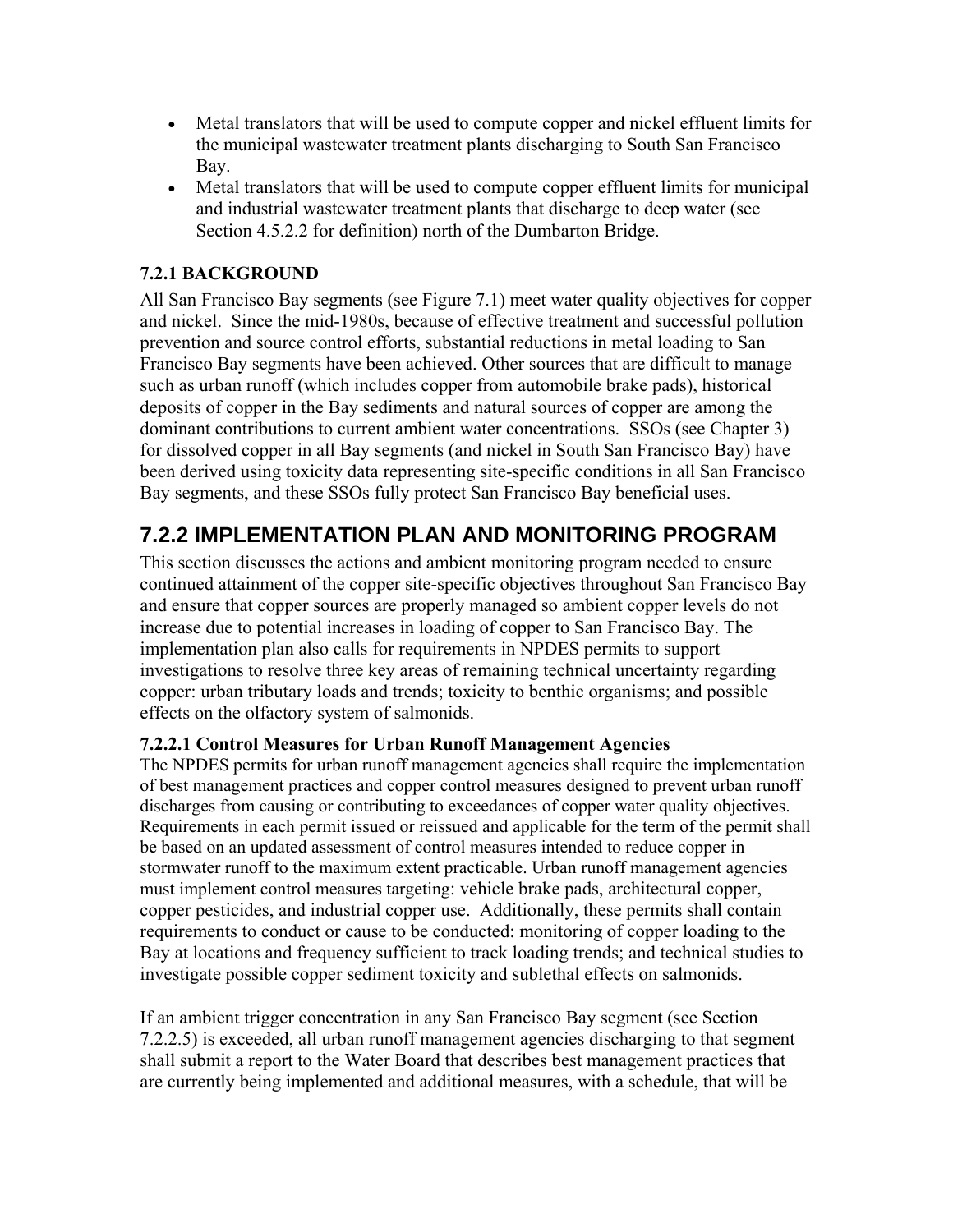- Metal translators that will be used to compute copper and nickel effluent limits for the municipal wastewater treatment plants discharging to South San Francisco Bay.
- Metal translators that will be used to compute copper effluent limits for municipal and industrial wastewater treatment plants that discharge to deep water (see Section 4.5.2.2 for definition) north of the Dumbarton Bridge.

### 7.2.1 BACKGROUND

All San Francisco Bay segments (see Figure 7.1) meet water quality objectives for copper and nickel. Since the mid-1980s, because of effective treatment and successful pollution prevention and source control efforts, substantial reductions in metal loading to San Francisco Bay segments have been achieved. Other sources that are difficult to manage such as urban runoff (which includes copper from automobile brake pads), historical deposits of copper in the Bay sediments and natural sources of copper are among the dominant contributions to current ambient water concentrations. SSOs (see Chapter 3) for dissolved copper in all Bay segments (and nickel in South San Francisco Bay) have been derived using toxicity data representing site-specific conditions in all San Francisco Bay segments, and these SSOs fully protect San Francisco Bay beneficial uses.

## 7.2.2 IMPLEMENTATION PLAN AND MONITORING PROGRAM

This section discusses the actions and ambient monitoring program needed to ensure continued attainment of the copper site-specific objectives throughout San Francisco Bay and ensure that copper sources are properly managed so ambient copper levels do not increase due to potential increases in loading of copper to San Francisco Bay. The implementation plan also calls for requirements in NPDES permits to support investigations to resolve three key areas of remaining technical uncertainty regarding copper: urban tributary loads and trends; toxicity to benthic organisms; and possible effects on the olfactory system of salmonids.

#### 7.2.2.1 Control Measures for Urban Runoff Management Agencies

The NPDES permits for urban runoff management agencies shall require the implementation of best management practices and copper control measures designed to prevent urban runoff discharges from causing or contributing to exceedances of copper water quality objectives. Requirements in each permit issued or reissued and applicable for the term of the permit shall be based on an updated assessment of control measures intended to reduce copper in stormwater runoff to the maximum extent practicable. Urban runoff management agencies must implement control measures targeting: vehicle brake pads, architectural copper, copper pesticides, and industrial copper use. Additionally, these permits shall contain requirements to conduct or cause to be conducted: monitoring of copper loading to the Bay at locations and frequency sufficient to track loading trends; and technical studies to investigate possible copper sediment toxicity and sublethal effects on salmonids.

If an ambient trigger concentration in any San Francisco Bay segment (see Section 7.2.2.5) is exceeded, all urban runoff management agencies discharging to that segment shall submit a report to the Water Board that describes best management practices that are currently being implemented and additional measures, with a schedule, that will be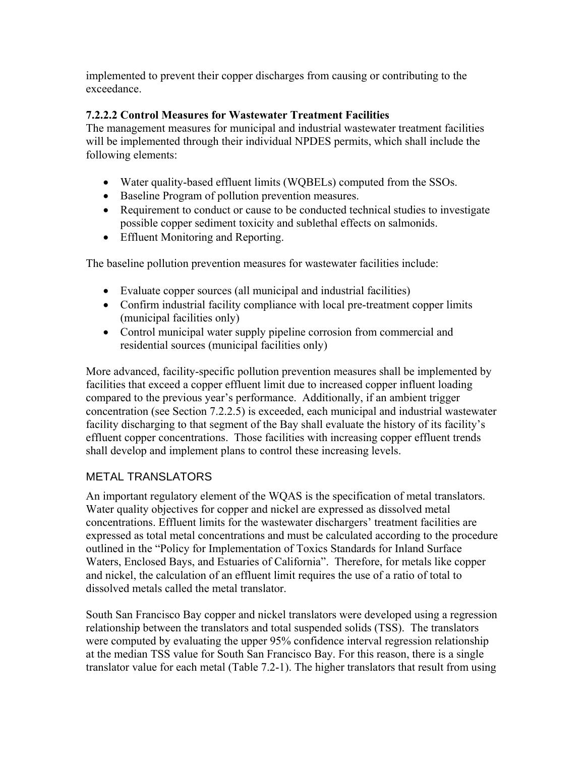implemented to prevent their copper discharges from causing or contributing to the exceedance.

#### 7.2.2.2 Control Measures for Wastewater Treatment Facilities

The management measures for municipal and industrial wastewater treatment facilities will be implemented through their individual NPDES permits, which shall include the following elements:

- Water quality-based effluent limits (WQBELs) computed from the SSOs.
- Baseline Program of pollution prevention measures.
- Requirement to conduct or cause to be conducted technical studies to investigate possible copper sediment toxicity and sublethal effects on salmonids.
- Effluent Monitoring and Reporting.

The baseline pollution prevention measures for wastewater facilities include:

- Evaluate copper sources (all municipal and industrial facilities)
- Confirm industrial facility compliance with local pre-treatment copper limits (municipal facilities only)
- Control municipal water supply pipeline corrosion from commercial and residential sources (municipal facilities only)

More advanced, facility-specific pollution prevention measures shall be implemented by facilities that exceed a copper effluent limit due to increased copper influent loading compared to the previous year's performance. Additionally, if an ambient trigger concentration (see Section 7.2.2.5) is exceeded, each municipal and industrial wastewater facility discharging to that segment of the Bay shall evaluate the history of its facility's effluent copper concentrations. Those facilities with increasing copper effluent trends shall develop and implement plans to control these increasing levels.

## METAL TRANSLATORS

An important regulatory element of the WQAS is the specification of metal translators. Water quality objectives for copper and nickel are expressed as dissolved metal concentrations. Effluent limits for the wastewater dischargers' treatment facilities are expressed as total metal concentrations and must be calculated according to the procedure outlined in the "Policy for Implementation of Toxics Standards for Inland Surface Waters, Enclosed Bays, and Estuaries of California". Therefore, for metals like copper and nickel, the calculation of an effluent limit requires the use of a ratio of total to dissolved metals called the metal translator.

South San Francisco Bay copper and nickel translators were developed using a regression relationship between the translators and total suspended solids (TSS). The translators were computed by evaluating the upper 95% confidence interval regression relationship at the median TSS value for South San Francisco Bay. For this reason, there is a single translator value for each metal (Table 7.2-1). The higher translators that result from using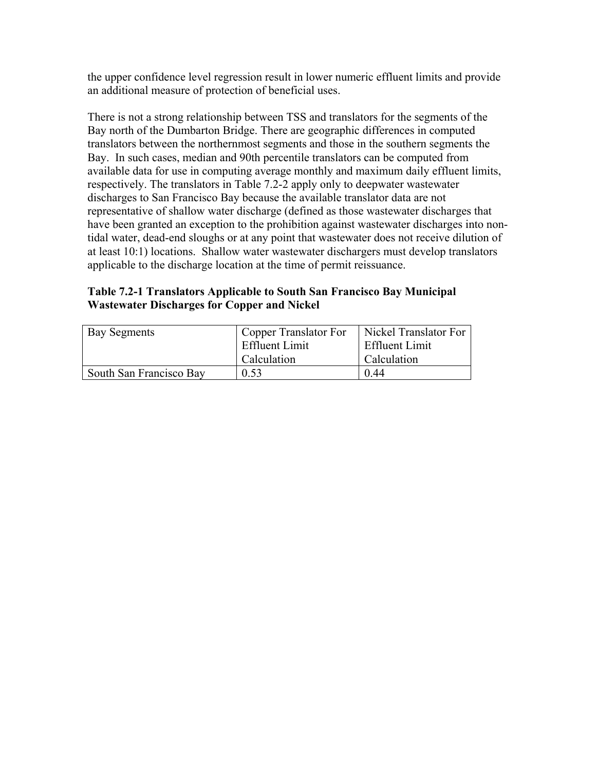the upper confidence level regression result in lower numeric effluent limits and provide an additional measure of protection of beneficial uses.

There is not a strong relationship between TSS and translators for the segments of the Bay north of the Dumbarton Bridge. There are geographic differences in computed translators between the northernmost segments and those in the southern segments the Bay. In such cases, median and 90th percentile translators can be computed from available data for use in computing average monthly and maximum daily effluent limits, respectively. The translators in Table 7.2-2 apply only to deepwater wastewater discharges to San Francisco Bay because the available translator data are not representative of shallow water discharge (defined as those wastewater discharges that have been granted an exception to the prohibition against wastewater discharges into non-tidal water, dead-end sloughs or at any point that wastewater does not receive dilution of at least 10:1) locations. Shallow water wastewater dischargers must develop translators applicable to the discharge location at the time of permit reissuance.

**Table 7.2-1 Translators Applicable to South San Francisco Bay Municipal Wastewater Discharges for Copper and Nickel**

| Bay Segments | Copper Translator For Effluent Limit Calculation | Nickel Translator For Effluent Limit Calculation |
|---|---|---|
| South San Francisco Bay | 0.53 | 0.44 |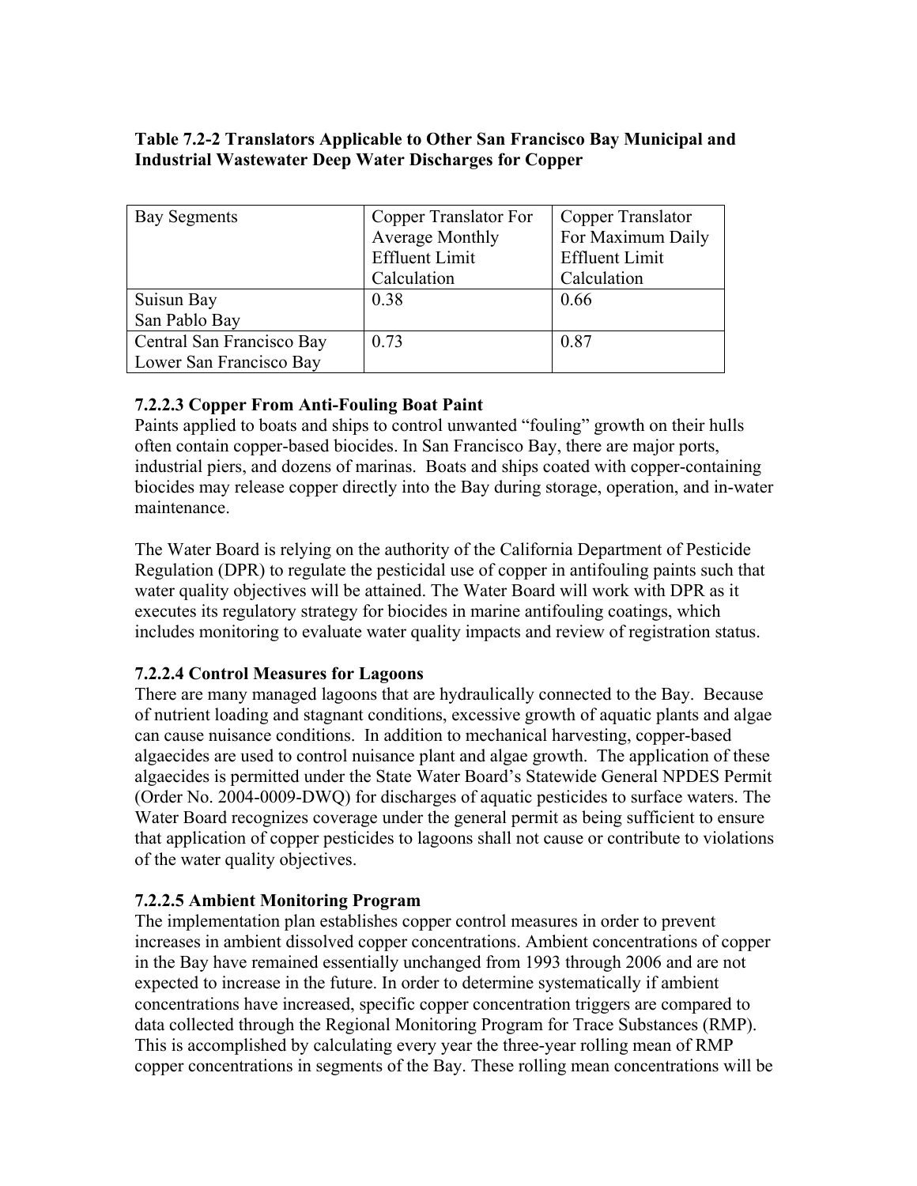**Table 7.2-2 Translators Applicable to Other San Francisco Bay Municipal and Industrial Wastewater Deep Water Discharges for Copper**

| Bay Segments | Copper Translator For Average Monthly Effluent Limit Calculation | Copper Translator For Maximum Daily Effluent Limit Calculation |
|---|---|---|
| Suisun Bay<br>San Pablo Bay | 0.38 | 0.66 |
| Central San Francisco Bay<br>Lower San Francisco Bay | 0.73 | 0.87 |

### 7.2.2.3 Copper From Anti-Fouling Boat Paint

Paints applied to boats and ships to control unwanted "fouling" growth on their hulls often contain copper-based biocides. In San Francisco Bay, there are major ports, industrial piers, and dozens of marinas. Boats and ships coated with copper-containing biocides may release copper directly into the Bay during storage, operation, and in-water maintenance.

The Water Board is relying on the authority of the California Department of Pesticide Regulation (DPR) to regulate the pesticidal use of copper in antifouling paints such that water quality objectives will be attained. The Water Board will work with DPR as it executes its regulatory strategy for biocides in marine antifouling coatings, which includes monitoring to evaluate water quality impacts and review of registration status.

### 7.2.2.4 Control Measures for Lagoons

There are many managed lagoons that are hydraulically connected to the Bay. Because of nutrient loading and stagnant conditions, excessive growth of aquatic plants and algae can cause nuisance conditions. In addition to mechanical harvesting, copper-based algaecides are used to control nuisance plant and algae growth. The application of these algaecides is permitted under the State Water Board's Statewide General NPDES Permit (Order No. 2004-0009-DWQ) for discharges of aquatic pesticides to surface waters. The Water Board recognizes coverage under the general permit as being sufficient to ensure that application of copper pesticides to lagoons shall not cause or contribute to violations of the water quality objectives.

### 7.2.2.5 Ambient Monitoring Program

The implementation plan establishes copper control measures in order to prevent increases in ambient dissolved copper concentrations. Ambient concentrations of copper in the Bay have remained essentially unchanged from 1993 through 2006 and are not expected to increase in the future. In order to determine systematically if ambient concentrations have increased, specific copper concentration triggers are compared to data collected through the Regional Monitoring Program for Trace Substances (RMP). This is accomplished by calculating every year the three-year rolling mean of RMP copper concentrations in segments of the Bay. These rolling mean concentrations will be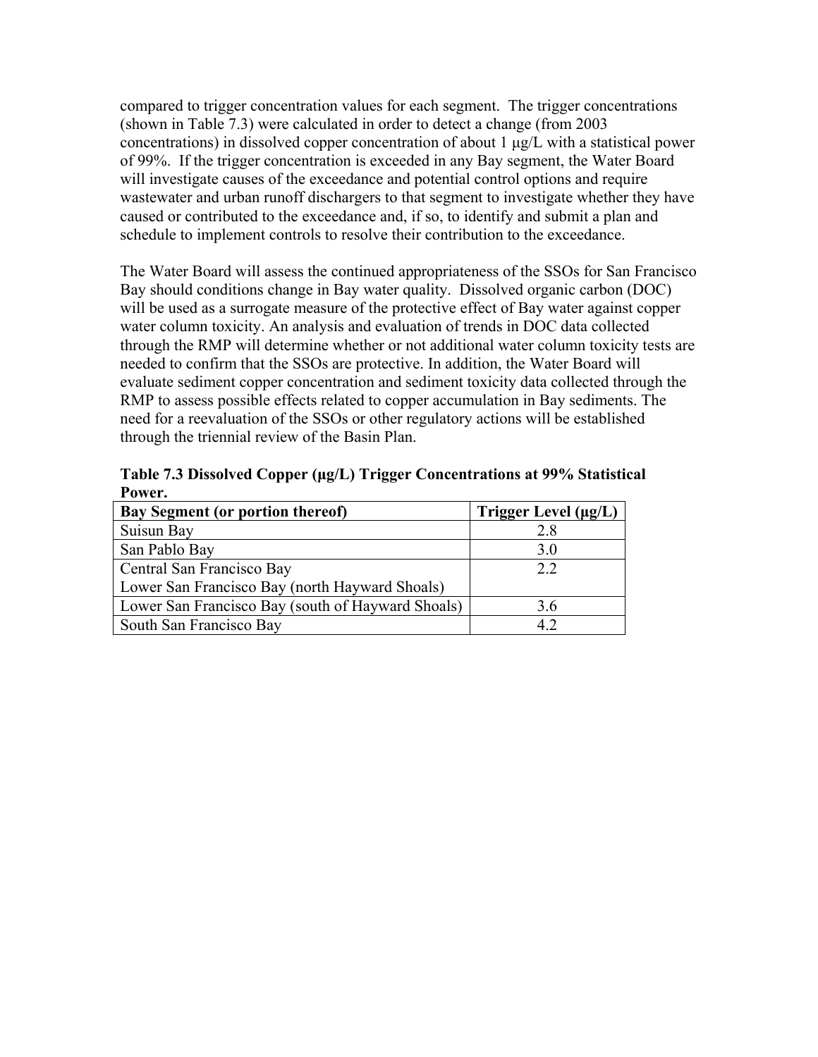compared to trigger concentration values for each segment. The trigger concentrations (shown in Table 7.3) were calculated in order to detect a change (from 2003 concentrations) in dissolved copper concentration of about 1 μg/L with a statistical power of 99%. If the trigger concentration is exceeded in any Bay segment, the Water Board will investigate causes of the exceedance and potential control options and require wastewater and urban runoff dischargers to that segment to investigate whether they have caused or contributed to the exceedance and, if so, to identify and submit a plan and schedule to implement controls to resolve their contribution to the exceedance.

The Water Board will assess the continued appropriateness of the SSOs for San Francisco Bay should conditions change in Bay water quality. Dissolved organic carbon (DOC) will be used as a surrogate measure of the protective effect of Bay water against copper water column toxicity. An analysis and evaluation of trends in DOC data collected through the RMP will determine whether or not additional water column toxicity tests are needed to confirm that the SSOs are protective. In addition, the Water Board will evaluate sediment copper concentration and sediment toxicity data collected through the RMP to assess possible effects related to copper accumulation in Bay sediments. The need for a reevaluation of the SSOs or other regulatory actions will be established through the triennial review of the Basin Plan.

**Table 7.3 Dissolved Copper (μg/L) Trigger Concentrations at 99% Statistical Power.**

| Bay Segment (or portion thereof) | Trigger Level (μg/L) |
|---|---|
| Suisun Bay | 2.8 |
| San Pablo Bay | 3.0 |
| Central San Francisco Bay<br>Lower San Francisco Bay (north Hayward Shoals) | 2.2 |
| Lower San Francisco Bay (south of Hayward Shoals) | 3.6 |
| South San Francisco Bay | 4.2 |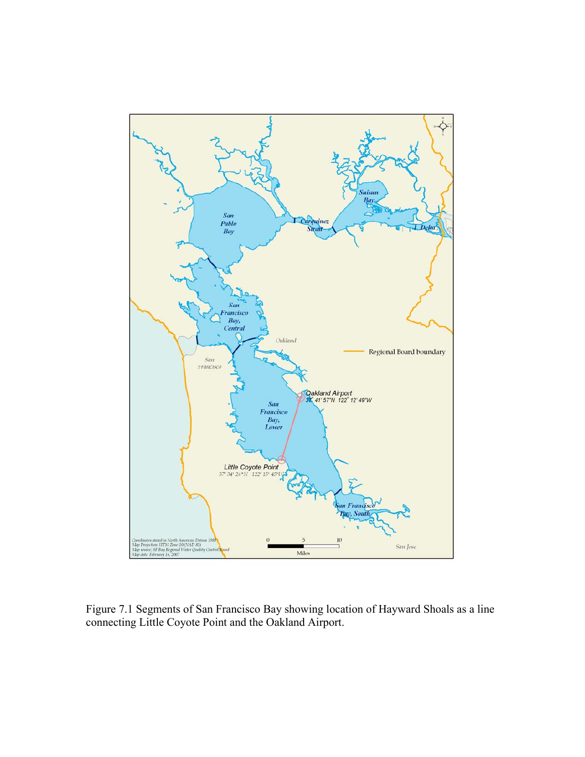San Pablo Bay

Carquinez Strait

Suisun Bay

Delta

San Francisco Bay, Central

Oakland

Regional Board boundary

San Francisco

Oakland Airport
37° 41' 57"N 122° 12' 49"W

San Francisco Bay, Lower

Little Coyote Point
37° 34' 26"N 122° 15' 45"W

San Francisco Bay, South

San Jose

0 5 10

Miles

Coordinates stated in North American Datum 1983
Map Projection: UTM Zone 10 (NAD 83)
Map source: SF Bay Regional Water Quality Control Board
Map date: February 16, 2007

Figure 7.1 Segments of San Francisco Bay showing location of Hayward Shoals as a line connecting Little Coyote Point and the Oakland Airport.